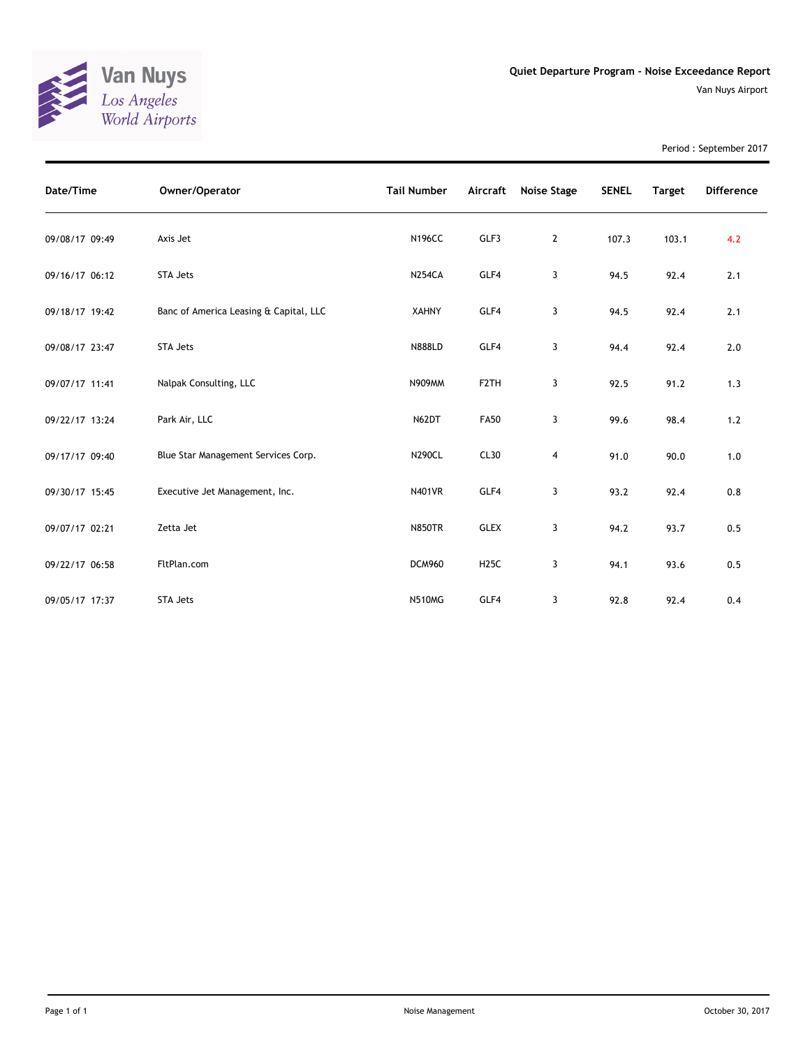Van Nuys
Los Angeles
World Airports

**Quiet Departure Program - Noise Exceedance Report**

Van Nuys Airport

Period : September 2017

| Date/Time | Owner/Operator | Tail Number | Aircraft | Noise Stage | SENEL | Target | Difference |
|---|---|---|---|---|---|---|---|
| 09/08/17 09:49 | Axis Jet | N196CC | GLF3 | 2 | 107.3 | 103.1 | 4.2 |
| 09/16/17 06:12 | STA Jets | N254CA | GLF4 | 3 | 94.5 | 92.4 | 2.1 |
| 09/18/17 19:42 | Banc of America Leasing & Capital, LLC | XAHNY | GLF4 | 3 | 94.5 | 92.4 | 2.1 |
| 09/08/17 23:47 | STA Jets | N888LD | GLF4 | 3 | 94.4 | 92.4 | 2.0 |
| 09/07/17 11:41 | Nalpak Consulting, LLC | N909MM | F2TH | 3 | 92.5 | 91.2 | 1.3 |
| 09/22/17 13:24 | Park Air, LLC | N62DT | FA50 | 3 | 99.6 | 98.4 | 1.2 |
| 09/17/17 09:40 | Blue Star Management Services Corp. | N290CL | CL30 | 4 | 91.0 | 90.0 | 1.0 |
| 09/30/17 15:45 | Executive Jet Management, Inc. | N401VR | GLF4 | 3 | 93.2 | 92.4 | 0.8 |
| 09/07/17 02:21 | Zetta Jet | N850TR | GLEX | 3 | 94.2 | 93.7 | 0.5 |
| 09/22/17 06:58 | FltPlan.com | DCM960 | H25C | 3 | 94.1 | 93.6 | 0.5 |
| 09/05/17 17:37 | STA Jets | N510MG | GLF4 | 3 | 92.8 | 92.4 | 0.4 |

Noise Management

October 30, 2017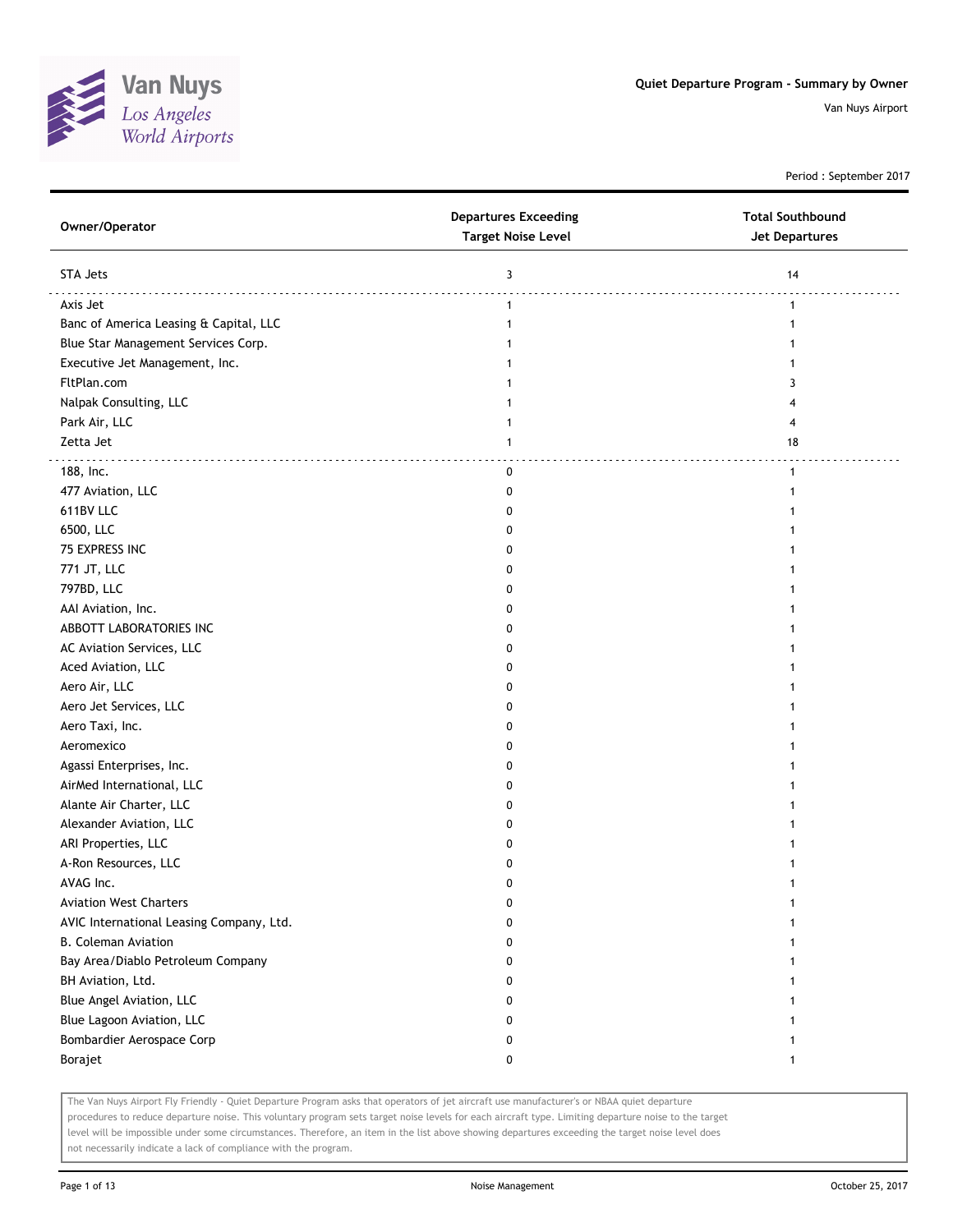# Quiet Departure Program - Summary by Owner

Van Nuys Airport

Period : September 2017

| Owner/Operator | Departures Exceeding Target Noise Level | Total Southbound Jet Departures |
|---|---|---|
| STA Jets | 3 | 14 |
| Axis Jet | 1 | 1 |
| Banc of America Leasing & Capital, LLC | 1 | 1 |
| Blue Star Management Services Corp. | 1 | 1 |
| Executive Jet Management, Inc. | 1 | 1 |
| FltPlan.com | 1 | 3 |
| Nalpak Consulting, LLC | 1 | 4 |
| Park Air, LLC | 1 | 4 |
| Zetta Jet | 1 | 18 |
| 188, Inc. | 0 | 1 |
| 477 Aviation, LLC | 0 | 1 |
| 611BV LLC | 0 | 1 |
| 6500, LLC | 0 | 1 |
| 75 EXPRESS INC | 0 | 1 |
| 771 JT, LLC | 0 | 1 |
| 797BD, LLC | 0 | 1 |
| AAI Aviation, Inc. | 0 | 1 |
| ABBOTT LABORATORIES INC | 0 | 1 |
| AC Aviation Services, LLC | 0 | 1 |
| Aced Aviation, LLC | 0 | 1 |
| Aero Air, LLC | 0 | 1 |
| Aero Jet Services, LLC | 0 | 1 |
| Aero Taxi, Inc. | 0 | 1 |
| Aeromexico | 0 | 1 |
| Agassi Enterprises, Inc. | 0 | 1 |
| AirMed International, LLC | 0 | 1 |
| Alante Air Charter, LLC | 0 | 1 |
| Alexander Aviation, LLC | 0 | 1 |
| ARI Properties, LLC | 0 | 1 |
| A-Ron Resources, LLC | 0 | 1 |
| AVAG Inc. | 0 | 1 |
| Aviation West Charters | 0 | 1 |
| AVIC International Leasing Company, Ltd. | 0 | 1 |
| B. Coleman Aviation | 0 | 1 |
| Bay Area/Diablo Petroleum Company | 0 | 1 |
| BH Aviation, Ltd. | 0 | 1 |
| Blue Angel Aviation, LLC | 0 | 1 |
| Blue Lagoon Aviation, LLC | 0 | 1 |
| Bombardier Aerospace Corp | 0 | 1 |
| Borajet | 0 | 1 |

The Van Nuys Airport Fly Friendly - Quiet Departure Program asks that operators of jet aircraft use manufacturer's or NBAA quiet departure procedures to reduce departure noise. This voluntary program sets target noise levels for each aircraft type. Limiting departure noise to the target level will be impossible under some circumstances. Therefore, an item in the list above showing departures exceeding the target noise level does not necessarily indicate a lack of compliance with the program.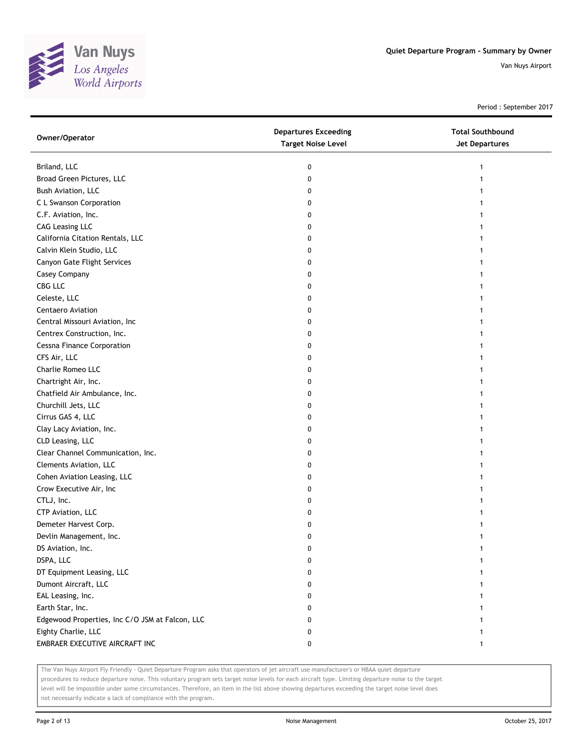# Quiet Departure Program - Summary by Owner

Van Nuys Airport

Period : September 2017

| Owner/Operator | Departures Exceeding Target Noise Level | Total Southbound Jet Departures |
|---|---|---|
| Briland, LLC | 0 | 1 |
| Broad Green Pictures, LLC | 0 | 1 |
| Bush Aviation, LLC | 0 | 1 |
| C L Swanson Corporation | 0 | 1 |
| C.F. Aviation, Inc. | 0 | 1 |
| CAG Leasing LLC | 0 | 1 |
| California Citation Rentals, LLC | 0 | 1 |
| Calvin Klein Studio, LLC | 0 | 1 |
| Canyon Gate Flight Services | 0 | 1 |
| Casey Company | 0 | 1 |
| CBG LLC | 0 | 1 |
| Celeste, LLC | 0 | 1 |
| Centaero Aviation | 0 | 1 |
| Central Missouri Aviation, Inc | 0 | 1 |
| Centrex Construction, Inc. | 0 | 1 |
| Cessna Finance Corporation | 0 | 1 |
| CFS Air, LLC | 0 | 1 |
| Charlie Romeo LLC | 0 | 1 |
| Chartright Air, Inc. | 0 | 1 |
| Chatfield Air Ambulance, Inc. | 0 | 1 |
| Churchill Jets, LLC | 0 | 1 |
| Cirrus GAS 4, LLC | 0 | 1 |
| Clay Lacy Aviation, Inc. | 0 | 1 |
| CLD Leasing, LLC | 0 | 1 |
| Clear Channel Communication, Inc. | 0 | 1 |
| Clements Aviation, LLC | 0 | 1 |
| Cohen Aviation Leasing, LLC | 0 | 1 |
| Crow Executive Air, Inc | 0 | 1 |
| CTLJ, Inc. | 0 | 1 |
| CTP Aviation, LLC | 0 | 1 |
| Demeter Harvest Corp. | 0 | 1 |
| Devlin Management, Inc. | 0 | 1 |
| DS Aviation, Inc. | 0 | 1 |
| DSPA, LLC | 0 | 1 |
| DT Equipment Leasing, LLC | 0 | 1 |
| Dumont Aircraft, LLC | 0 | 1 |
| EAL Leasing, Inc. | 0 | 1 |
| Earth Star, Inc. | 0 | 1 |
| Edgewood Properties, Inc C/O JSM at Falcon, LLC | 0 | 1 |
| Eighty Charlie, LLC | 0 | 1 |
| EMBRAER EXECUTIVE AIRCRAFT INC | 0 | 1 |

The Van Nuys Airport Fly Friendly - Quiet Departure Program asks that operators of jet aircraft use manufacturer's or NBAA quiet departure procedures to reduce departure noise. This voluntary program sets target noise levels for each aircraft type. Limiting departure noise to the target level will be impossible under some circumstances. Therefore, an item in the list above showing departures exceeding the target noise level does not necessarily indicate a lack of compliance with the program.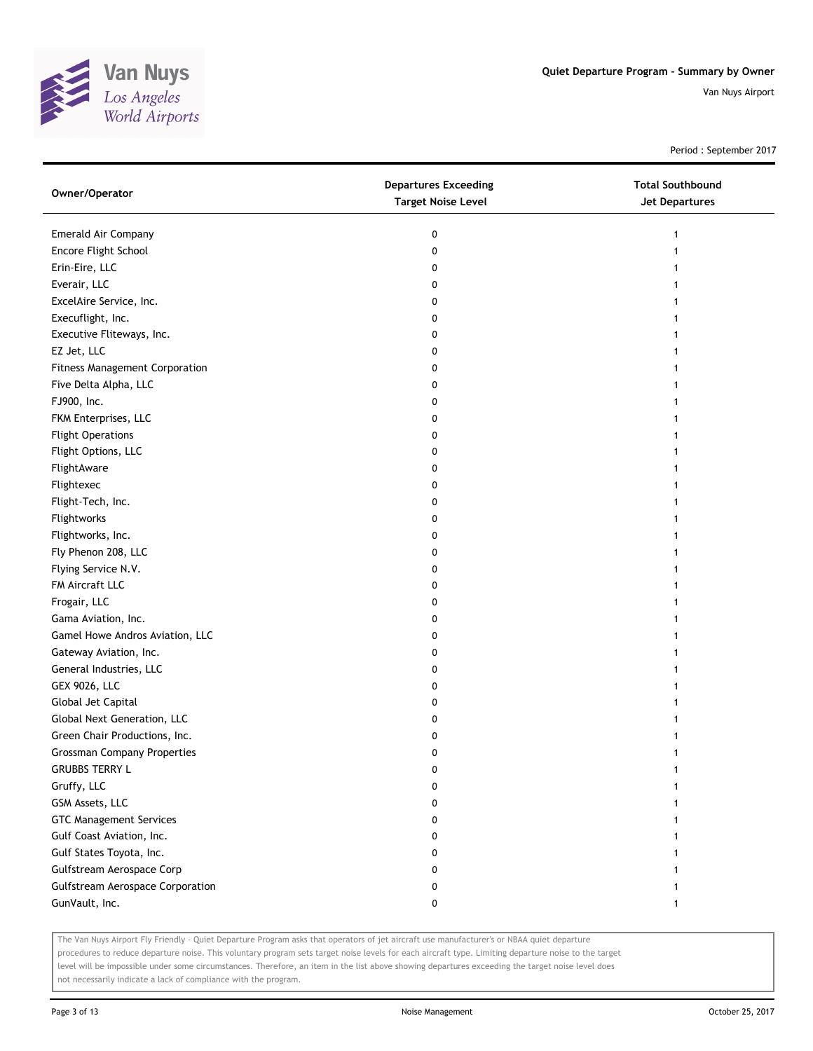# Quiet Departure Program - Summary by Owner

Van Nuys Airport

Period : September 2017

| Owner/Operator | Departures Exceeding Target Noise Level | Total Southbound Jet Departures |
| --- | --- | --- |
| Emerald Air Company | 0 | 1 |
| Encore Flight School | 0 | 1 |
| Erin-Eire, LLC | 0 | 1 |
| Everair, LLC | 0 | 1 |
| ExcelAire Service, Inc. | 0 | 1 |
| Execuflight, Inc. | 0 | 1 |
| Executive Fliteways, Inc. | 0 | 1 |
| EZ Jet, LLC | 0 | 1 |
| Fitness Management Corporation | 0 | 1 |
| Five Delta Alpha, LLC | 0 | 1 |
| FJ900, Inc. | 0 | 1 |
| FKM Enterprises, LLC | 0 | 1 |
| Flight Operations | 0 | 1 |
| Flight Options, LLC | 0 | 1 |
| FlightAware | 0 | 1 |
| Flightexec | 0 | 1 |
| Flight-Tech, Inc. | 0 | 1 |
| Flightworks | 0 | 1 |
| Flightworks, Inc. | 0 | 1 |
| Fly Phenon 208, LLC | 0 | 1 |
| Flying Service N.V. | 0 | 1 |
| FM Aircraft LLC | 0 | 1 |
| Frogair, LLC | 0 | 1 |
| Gama Aviation, Inc. | 0 | 1 |
| Gamel Howe Andros Aviation, LLC | 0 | 1 |
| Gateway Aviation, Inc. | 0 | 1 |
| General Industries, LLC | 0 | 1 |
| GEX 9026, LLC | 0 | 1 |
| Global Jet Capital | 0 | 1 |
| Global Next Generation, LLC | 0 | 1 |
| Green Chair Productions, Inc. | 0 | 1 |
| Grossman Company Properties | 0 | 1 |
| GRUBBS TERRY L | 0 | 1 |
| Gruffy, LLC | 0 | 1 |
| GSM Assets, LLC | 0 | 1 |
| GTC Management Services | 0 | 1 |
| Gulf Coast Aviation, Inc. | 0 | 1 |
| Gulf States Toyota, Inc. | 0 | 1 |
| Gulfstream Aerospace Corp | 0 | 1 |
| Gulfstream Aerospace Corporation | 0 | 1 |
| GunVault, Inc. | 0 | 1 |

The Van Nuys Airport Fly Friendly - Quiet Departure Program asks that operators of jet aircraft use manufacturer's or NBAA quiet departure procedures to reduce departure noise. This voluntary program sets target noise levels for each aircraft type. Limiting departure noise to the target level will be impossible under some circumstances. Therefore, an item in the list above showing departures exceeding the target noise level does not necessarily indicate a lack of compliance with the program.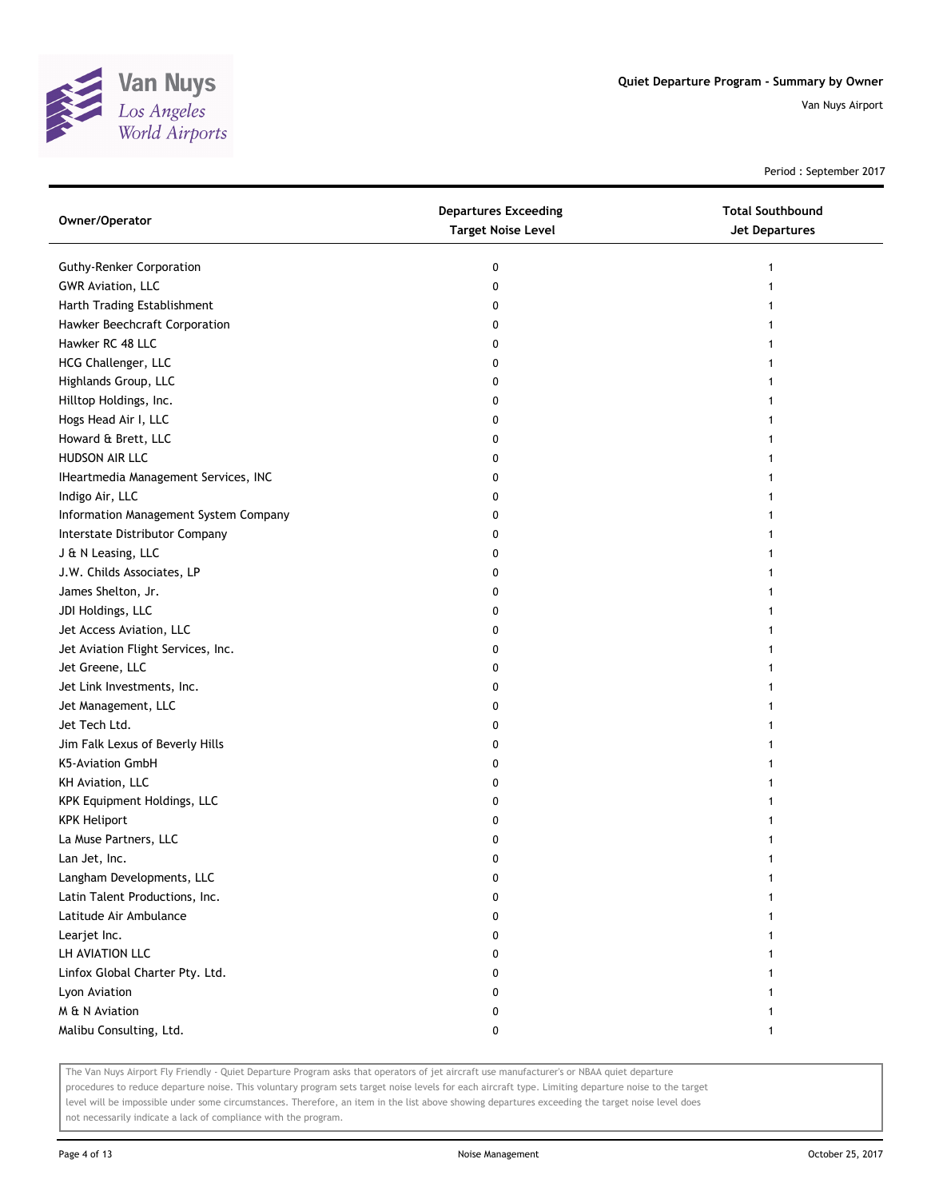# Quiet Departure Program - Summary by Owner

Van Nuys Airport

Period : September 2017

| Owner/Operator | Departures Exceeding Target Noise Level | Total Southbound Jet Departures |
|---|---|---|
| Guthy-Renker Corporation | 0 | 1 |
| GWR Aviation, LLC | 0 | 1 |
| Harth Trading Establishment | 0 | 1 |
| Hawker Beechcraft Corporation | 0 | 1 |
| Hawker RC 48 LLC | 0 | 1 |
| HCG Challenger, LLC | 0 | 1 |
| Highlands Group, LLC | 0 | 1 |
| Hilltop Holdings, Inc. | 0 | 1 |
| Hogs Head Air I, LLC | 0 | 1 |
| Howard & Brett, LLC | 0 | 1 |
| HUDSON AIR LLC | 0 | 1 |
| IHeartmedia Management Services, INC | 0 | 1 |
| Indigo Air, LLC | 0 | 1 |
| Information Management System Company | 0 | 1 |
| Interstate Distributor Company | 0 | 1 |
| J & N Leasing, LLC | 0 | 1 |
| J.W. Childs Associates, LP | 0 | 1 |
| James Shelton, Jr. | 0 | 1 |
| JDI Holdings, LLC | 0 | 1 |
| Jet Access Aviation, LLC | 0 | 1 |
| Jet Aviation Flight Services, Inc. | 0 | 1 |
| Jet Greene, LLC | 0 | 1 |
| Jet Link Investments, Inc. | 0 | 1 |
| Jet Management, LLC | 0 | 1 |
| Jet Tech Ltd. | 0 | 1 |
| Jim Falk Lexus of Beverly Hills | 0 | 1 |
| K5-Aviation GmbH | 0 | 1 |
| KH Aviation, LLC | 0 | 1 |
| KPK Equipment Holdings, LLC | 0 | 1 |
| KPK Heliport | 0 | 1 |
| La Muse Partners, LLC | 0 | 1 |
| Lan Jet, Inc. | 0 | 1 |
| Langham Developments, LLC | 0 | 1 |
| Latin Talent Productions, Inc. | 0 | 1 |
| Latitude Air Ambulance | 0 | 1 |
| Learjet Inc. | 0 | 1 |
| LH AVIATION LLC | 0 | 1 |
| Linfox Global Charter Pty. Ltd. | 0 | 1 |
| Lyon Aviation | 0 | 1 |
| M & N Aviation | 0 | 1 |
| Malibu Consulting, Ltd. | 0 | 1 |

The Van Nuys Airport Fly Friendly - Quiet Departure Program asks that operators of jet aircraft use manufacturer's or NBAA quiet departure procedures to reduce departure noise. This voluntary program sets target noise levels for each aircraft type. Limiting departure noise to the target level will be impossible under some circumstances. Therefore, an item in the list above showing departures exceeding the target noise level does not necessarily indicate a lack of compliance with the program.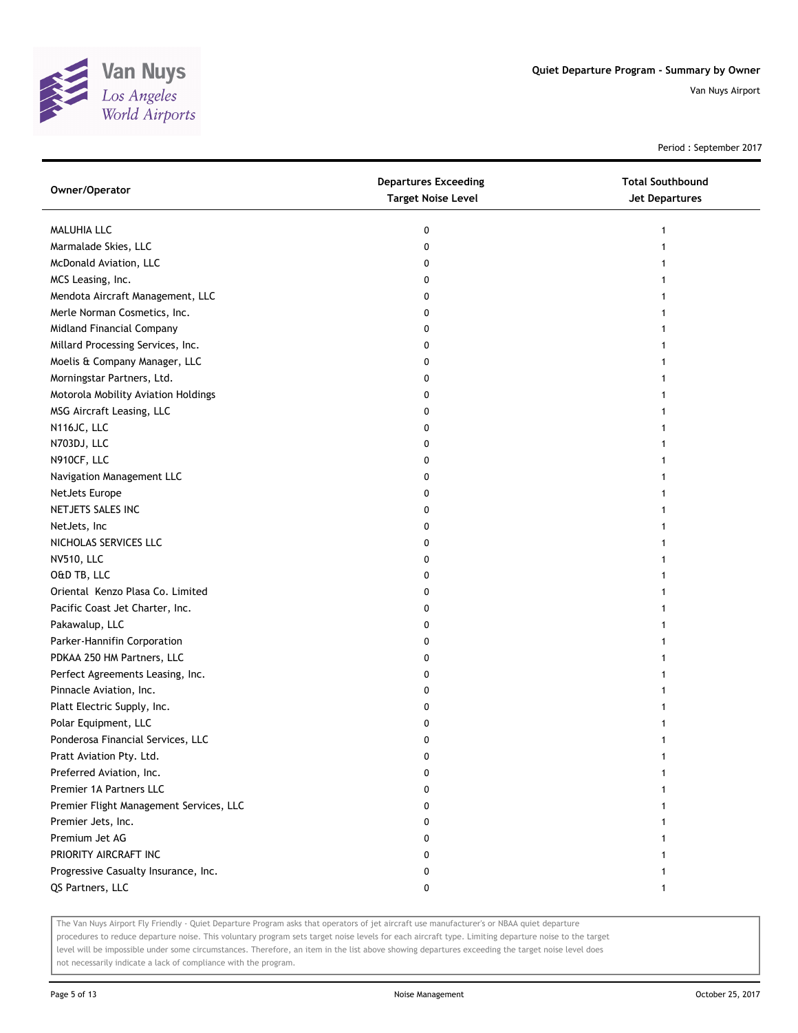Quiet Departure Program - Summary by Owner

Van Nuys Airport

Period : September 2017

| Owner/Operator | Departures Exceeding Target Noise Level | Total Southbound Jet Departures |
| --- | --- | --- |
| MALUHIA LLC | 0 | 1 |
| Marmalade Skies, LLC | 0 | 1 |
| McDonald Aviation, LLC | 0 | 1 |
| MCS Leasing, Inc. | 0 | 1 |
| Mendota Aircraft Management, LLC | 0 | 1 |
| Merle Norman Cosmetics, Inc. | 0 | 1 |
| Midland Financial Company | 0 | 1 |
| Millard Processing Services, Inc. | 0 | 1 |
| Moelis & Company Manager, LLC | 0 | 1 |
| Morningstar Partners, Ltd. | 0 | 1 |
| Motorola Mobility Aviation Holdings | 0 | 1 |
| MSG Aircraft Leasing, LLC | 0 | 1 |
| N116JC, LLC | 0 | 1 |
| N703DJ, LLC | 0 | 1 |
| N910CF, LLC | 0 | 1 |
| Navigation Management LLC | 0 | 1 |
| NetJets Europe | 0 | 1 |
| NETJETS SALES INC | 0 | 1 |
| NetJets, Inc | 0 | 1 |
| NICHOLAS SERVICES LLC | 0 | 1 |
| NV510, LLC | 0 | 1 |
| O&D TB, LLC | 0 | 1 |
| Oriental Kenzo Plasa Co. Limited | 0 | 1 |
| Pacific Coast Jet Charter, Inc. | 0 | 1 |
| Pakawalup, LLC | 0 | 1 |
| Parker-Hannifin Corporation | 0 | 1 |
| PDKAA 250 HM Partners, LLC | 0 | 1 |
| Perfect Agreements Leasing, Inc. | 0 | 1 |
| Pinnacle Aviation, Inc. | 0 | 1 |
| Platt Electric Supply, Inc. | 0 | 1 |
| Polar Equipment, LLC | 0 | 1 |
| Ponderosa Financial Services, LLC | 0 | 1 |
| Pratt Aviation Pty. Ltd. | 0 | 1 |
| Preferred Aviation, Inc. | 0 | 1 |
| Premier 1A Partners LLC | 0 | 1 |
| Premier Flight Management Services, LLC | 0 | 1 |
| Premier Jets, Inc. | 0 | 1 |
| Premium Jet AG | 0 | 1 |
| PRIORITY AIRCRAFT INC | 0 | 1 |
| Progressive Casualty Insurance, Inc. | 0 | 1 |
| QS Partners, LLC | 0 | 1 |

The Van Nuys Airport Fly Friendly - Quiet Departure Program asks that operators of jet aircraft use manufacturer's or NBAA quiet departure procedures to reduce departure noise. This voluntary program sets target noise levels for each aircraft type. Limiting departure noise to the target level will be impossible under some circumstances. Therefore, an item in the list above showing departures exceeding the target noise level does not necessarily indicate a lack of compliance with the program.

Noise Management

October 25, 2017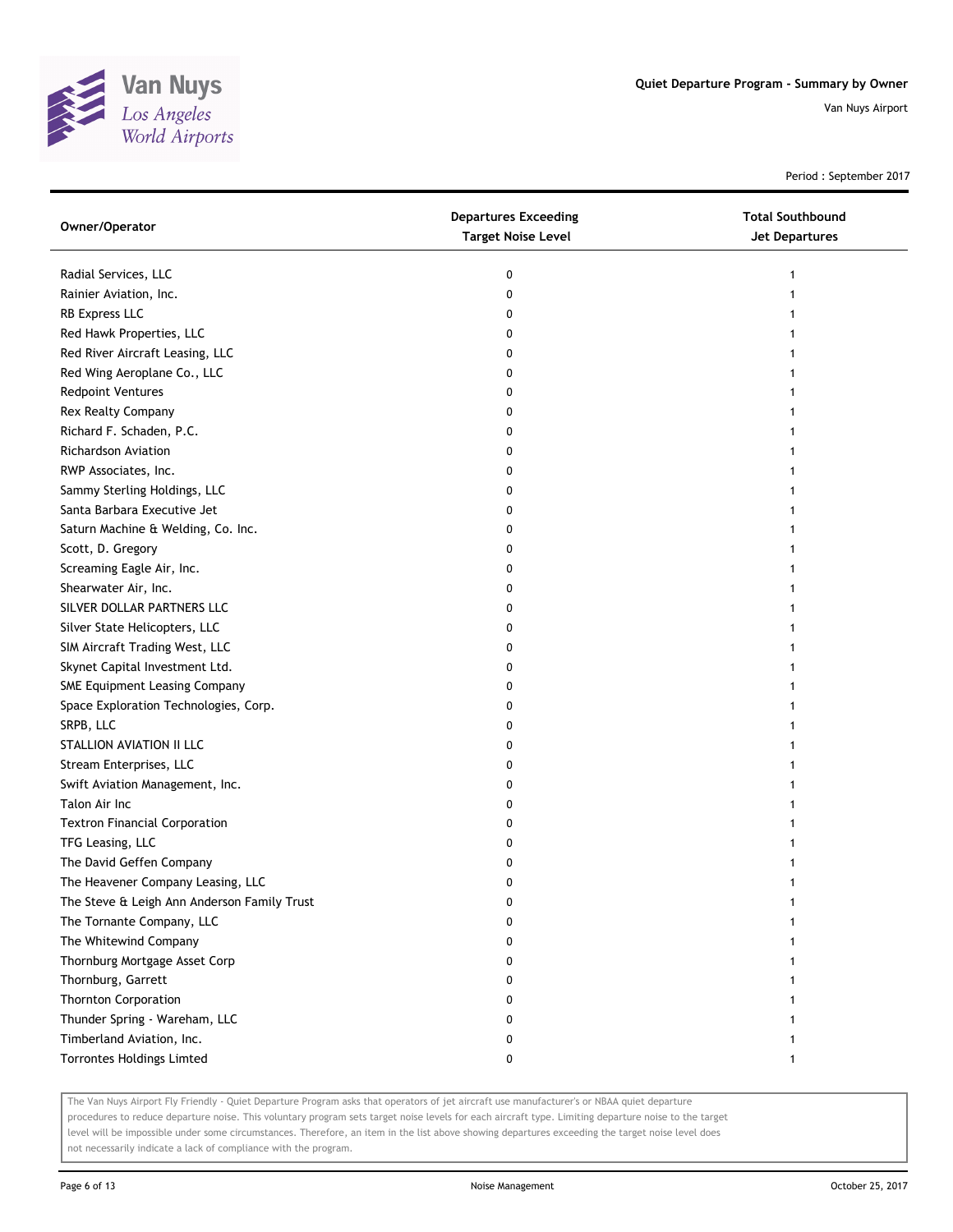## Quiet Departure Program - Summary by Owner

Van Nuys Airport

Period : September 2017

| Owner/Operator | Departures Exceeding Target Noise Level | Total Southbound Jet Departures |
|---|---|---|
| Radial Services, LLC | 0 | 1 |
| Rainier Aviation, Inc. | 0 | 1 |
| RB Express LLC | 0 | 1 |
| Red Hawk Properties, LLC | 0 | 1 |
| Red River Aircraft Leasing, LLC | 0 | 1 |
| Red Wing Aeroplane Co., LLC | 0 | 1 |
| Redpoint Ventures | 0 | 1 |
| Rex Realty Company | 0 | 1 |
| Richard F. Schaden, P.C. | 0 | 1 |
| Richardson Aviation | 0 | 1 |
| RWP Associates, Inc. | 0 | 1 |
| Sammy Sterling Holdings, LLC | 0 | 1 |
| Santa Barbara Executive Jet | 0 | 1 |
| Saturn Machine & Welding, Co. Inc. | 0 | 1 |
| Scott, D. Gregory | 0 | 1 |
| Screaming Eagle Air, Inc. | 0 | 1 |
| Shearwater Air, Inc. | 0 | 1 |
| SILVER DOLLAR PARTNERS LLC | 0 | 1 |
| Silver State Helicopters, LLC | 0 | 1 |
| SIM Aircraft Trading West, LLC | 0 | 1 |
| Skynet Capital Investment Ltd. | 0 | 1 |
| SME Equipment Leasing Company | 0 | 1 |
| Space Exploration Technologies, Corp. | 0 | 1 |
| SRPB, LLC | 0 | 1 |
| STALLION AVIATION II LLC | 0 | 1 |
| Stream Enterprises, LLC | 0 | 1 |
| Swift Aviation Management, Inc. | 0 | 1 |
| Talon Air Inc | 0 | 1 |
| Textron Financial Corporation | 0 | 1 |
| TFG Leasing, LLC | 0 | 1 |
| The David Geffen Company | 0 | 1 |
| The Heavener Company Leasing, LLC | 0 | 1 |
| The Steve & Leigh Ann Anderson Family Trust | 0 | 1 |
| The Tornante Company, LLC | 0 | 1 |
| The Whitewind Company | 0 | 1 |
| Thornburg Mortgage Asset Corp | 0 | 1 |
| Thornburg, Garrett | 0 | 1 |
| Thornton Corporation | 0 | 1 |
| Thunder Spring - Wareham, LLC | 0 | 1 |
| Timberland Aviation, Inc. | 0 | 1 |
| Torrontes Holdings Limted | 0 | 1 |

The Van Nuys Airport Fly Friendly - Quiet Departure Program asks that operators of jet aircraft use manufacturer's or NBAA quiet departure procedures to reduce departure noise. This voluntary program sets target noise levels for each aircraft type. Limiting departure noise to the target level will be impossible under some circumstances. Therefore, an item in the list above showing departures exceeding the target noise level does not necessarily indicate a lack of compliance with the program.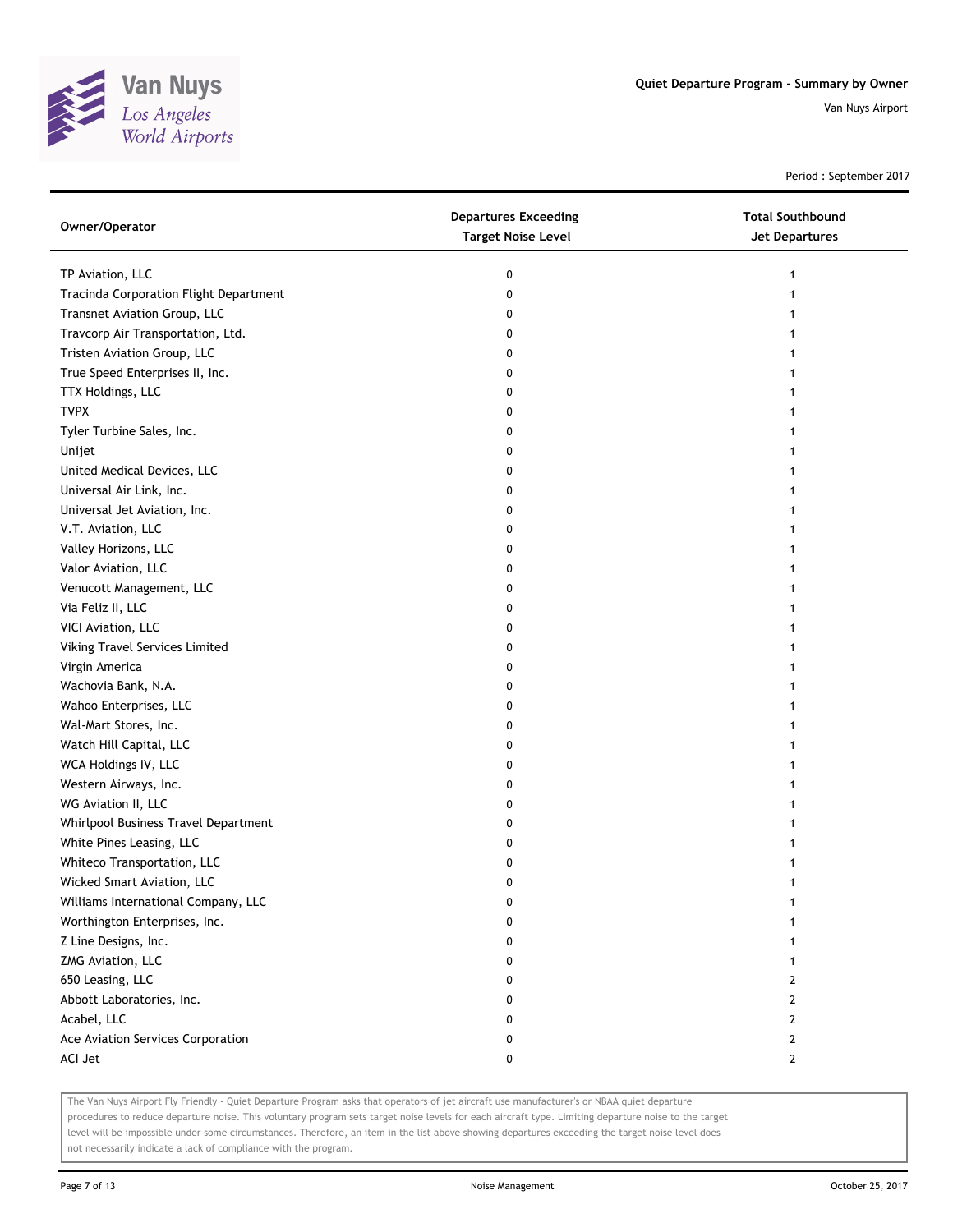Quiet Departure Program - Summary by Owner

Van Nuys Airport

Period : September 2017

| Owner/Operator | Departures Exceeding Target Noise Level | Total Southbound Jet Departures |
|---|---|---|
| TP Aviation, LLC | 0 | 1 |
| Tracinda Corporation Flight Department | 0 | 1 |
| Transnet Aviation Group, LLC | 0 | 1 |
| Travcorp Air Transportation, Ltd. | 0 | 1 |
| Tristen Aviation Group, LLC | 0 | 1 |
| True Speed Enterprises II, Inc. | 0 | 1 |
| TTX Holdings, LLC | 0 | 1 |
| TVPX | 0 | 1 |
| Tyler Turbine Sales, Inc. | 0 | 1 |
| Unijet | 0 | 1 |
| United Medical Devices, LLC | 0 | 1 |
| Universal Air Link, Inc. | 0 | 1 |
| Universal Jet Aviation, Inc. | 0 | 1 |
| V.T. Aviation, LLC | 0 | 1 |
| Valley Horizons, LLC | 0 | 1 |
| Valor Aviation, LLC | 0 | 1 |
| Venucott Management, LLC | 0 | 1 |
| Via Feliz II, LLC | 0 | 1 |
| VICI Aviation, LLC | 0 | 1 |
| Viking Travel Services Limited | 0 | 1 |
| Virgin America | 0 | 1 |
| Wachovia Bank, N.A. | 0 | 1 |
| Wahoo Enterprises, LLC | 0 | 1 |
| Wal-Mart Stores, Inc. | 0 | 1 |
| Watch Hill Capital, LLC | 0 | 1 |
| WCA Holdings IV, LLC | 0 | 1 |
| Western Airways, Inc. | 0 | 1 |
| WG Aviation II, LLC | 0 | 1 |
| Whirlpool Business Travel Department | 0 | 1 |
| White Pines Leasing, LLC | 0 | 1 |
| Whiteco Transportation, LLC | 0 | 1 |
| Wicked Smart Aviation, LLC | 0 | 1 |
| Williams International Company, LLC | 0 | 1 |
| Worthington Enterprises, Inc. | 0 | 1 |
| Z Line Designs, Inc. | 0 | 1 |
| ZMG Aviation, LLC | 0 | 1 |
| 650 Leasing, LLC | 0 | 2 |
| Abbott Laboratories, Inc. | 0 | 2 |
| Acabel, LLC | 0 | 2 |
| Ace Aviation Services Corporation | 0 | 2 |
| ACI Jet | 0 | 2 |

The Van Nuys Airport Fly Friendly - Quiet Departure Program asks that operators of jet aircraft use manufacturer's or NBAA quiet departure procedures to reduce departure noise. This voluntary program sets target noise levels for each aircraft type. Limiting departure noise to the target level will be impossible under some circumstances. Therefore, an item in the list above showing departures exceeding the target noise level does not necessarily indicate a lack of compliance with the program.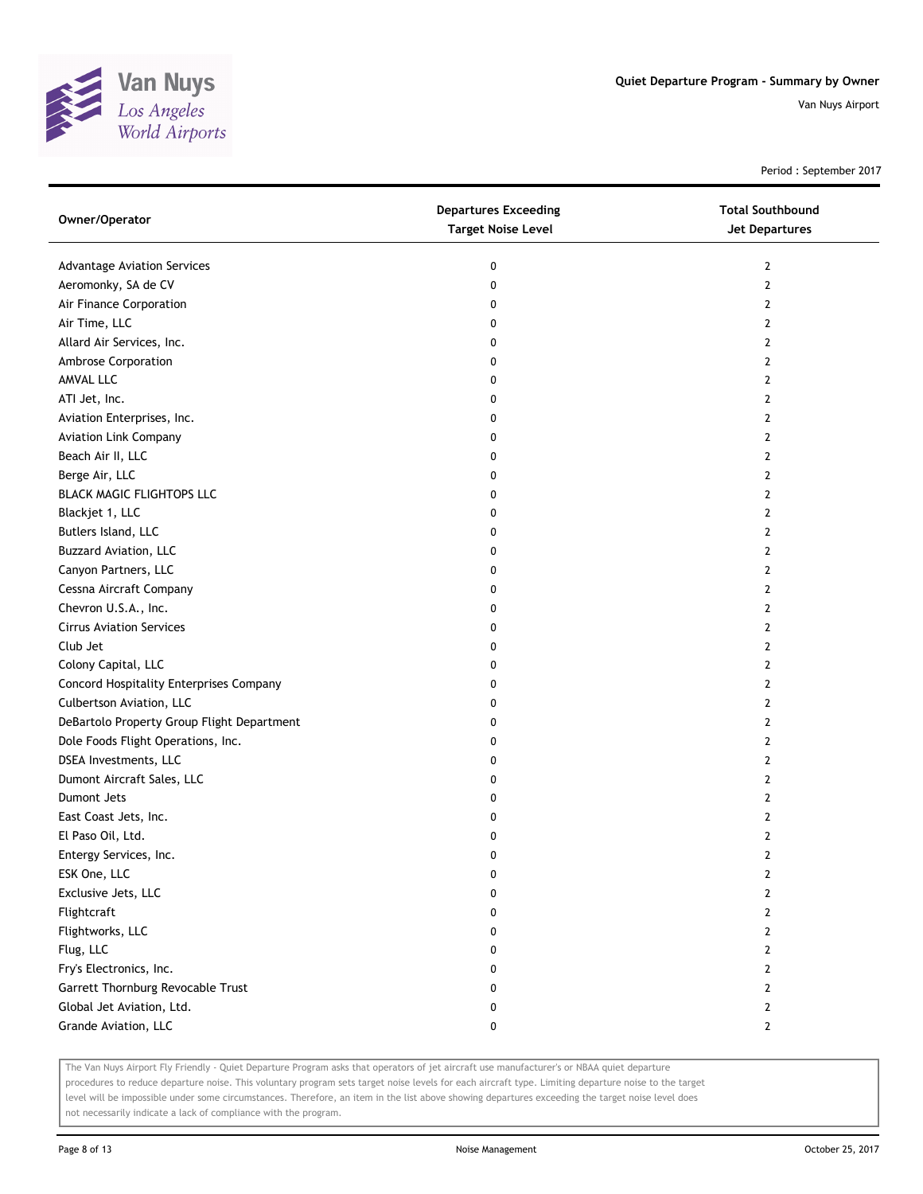# Quiet Departure Program - Summary by Owner

Van Nuys Airport

Period : September 2017

| Owner/Operator | Departures Exceeding Target Noise Level | Total Southbound Jet Departures |
| --- | --- | --- |
| Advantage Aviation Services | 0 | 2 |
| Aeromonky, SA de CV | 0 | 2 |
| Air Finance Corporation | 0 | 2 |
| Air Time, LLC | 0 | 2 |
| Allard Air Services, Inc. | 0 | 2 |
| Ambrose Corporation | 0 | 2 |
| AMVAL LLC | 0 | 2 |
| ATI Jet, Inc. | 0 | 2 |
| Aviation Enterprises, Inc. | 0 | 2 |
| Aviation Link Company | 0 | 2 |
| Beach Air II, LLC | 0 | 2 |
| Berge Air, LLC | 0 | 2 |
| BLACK MAGIC FLIGHTOPS LLC | 0 | 2 |
| Blackjet 1, LLC | 0 | 2 |
| Butlers Island, LLC | 0 | 2 |
| Buzzard Aviation, LLC | 0 | 2 |
| Canyon Partners, LLC | 0 | 2 |
| Cessna Aircraft Company | 0 | 2 |
| Chevron U.S.A., Inc. | 0 | 2 |
| Cirrus Aviation Services | 0 | 2 |
| Club Jet | 0 | 2 |
| Colony Capital, LLC | 0 | 2 |
| Concord Hospitality Enterprises Company | 0 | 2 |
| Culbertson Aviation, LLC | 0 | 2 |
| DeBartolo Property Group Flight Department | 0 | 2 |
| Dole Foods Flight Operations, Inc. | 0 | 2 |
| DSEA Investments, LLC | 0 | 2 |
| Dumont Aircraft Sales, LLC | 0 | 2 |
| Dumont Jets | 0 | 2 |
| East Coast Jets, Inc. | 0 | 2 |
| El Paso Oil, Ltd. | 0 | 2 |
| Entergy Services, Inc. | 0 | 2 |
| ESK One, LLC | 0 | 2 |
| Exclusive Jets, LLC | 0 | 2 |
| Flightcraft | 0 | 2 |
| Flightworks, LLC | 0 | 2 |
| Flug, LLC | 0 | 2 |
| Fry's Electronics, Inc. | 0 | 2 |
| Garrett Thornburg Revocable Trust | 0 | 2 |
| Global Jet Aviation, Ltd. | 0 | 2 |
| Grande Aviation, LLC | 0 | 2 |

The Van Nuys Airport Fly Friendly - Quiet Departure Program asks that operators of jet aircraft use manufacturer's or NBAA quiet departure procedures to reduce departure noise. This voluntary program sets target noise levels for each aircraft type. Limiting departure noise to the target level will be impossible under some circumstances. Therefore, an item in the list above showing departures exceeding the target noise level does not necessarily indicate a lack of compliance with the program.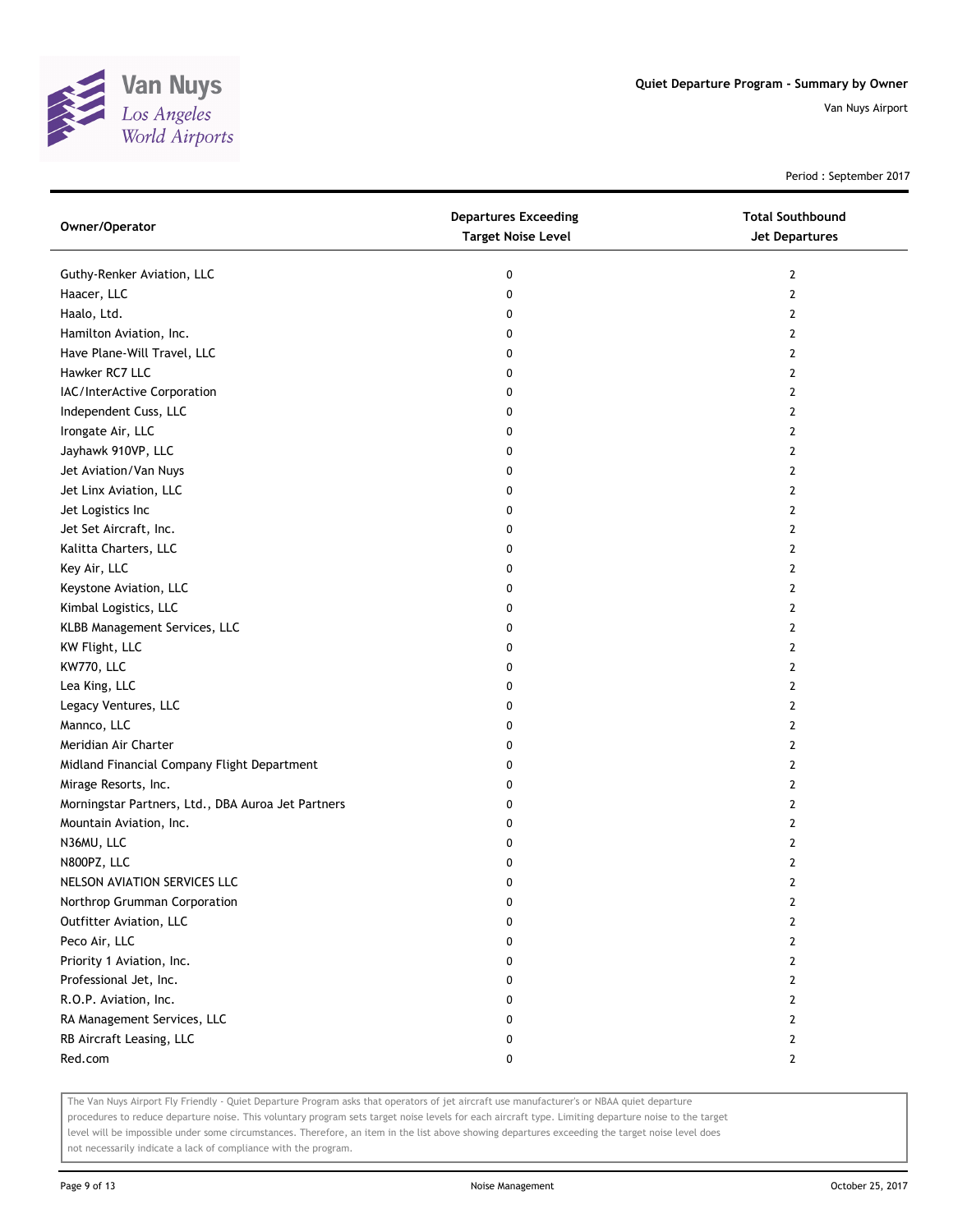Quiet Departure Program - Summary by Owner

Van Nuys Airport

Period : September 2017

| Owner/Operator | Departures Exceeding Target Noise Level | Total Southbound Jet Departures |
|---|---|---|
| Guthy-Renker Aviation, LLC | 0 | 2 |
| Haacer, LLC | 0 | 2 |
| Haalo, Ltd. | 0 | 2 |
| Hamilton Aviation, Inc. | 0 | 2 |
| Have Plane-Will Travel, LLC | 0 | 2 |
| Hawker RC7 LLC | 0 | 2 |
| IAC/InterActive Corporation | 0 | 2 |
| Independent Cuss, LLC | 0 | 2 |
| Irongate Air, LLC | 0 | 2 |
| Jayhawk 910VP, LLC | 0 | 2 |
| Jet Aviation/Van Nuys | 0 | 2 |
| Jet Linx Aviation, LLC | 0 | 2 |
| Jet Logistics Inc | 0 | 2 |
| Jet Set Aircraft, Inc. | 0 | 2 |
| Kalitta Charters, LLC | 0 | 2 |
| Key Air, LLC | 0 | 2 |
| Keystone Aviation, LLC | 0 | 2 |
| Kimbal Logistics, LLC | 0 | 2 |
| KLBB Management Services, LLC | 0 | 2 |
| KW Flight, LLC | 0 | 2 |
| KW770, LLC | 0 | 2 |
| Lea King, LLC | 0 | 2 |
| Legacy Ventures, LLC | 0 | 2 |
| Mannco, LLC | 0 | 2 |
| Meridian Air Charter | 0 | 2 |
| Midland Financial Company Flight Department | 0 | 2 |
| Mirage Resorts, Inc. | 0 | 2 |
| Morningstar Partners, Ltd., DBA Auroa Jet Partners | 0 | 2 |
| Mountain Aviation, Inc. | 0 | 2 |
| N36MU, LLC | 0 | 2 |
| N800PZ, LLC | 0 | 2 |
| NELSON AVIATION SERVICES LLC | 0 | 2 |
| Northrop Grumman Corporation | 0 | 2 |
| Outfitter Aviation, LLC | 0 | 2 |
| Peco Air, LLC | 0 | 2 |
| Priority 1 Aviation, Inc. | 0 | 2 |
| Professional Jet, Inc. | 0 | 2 |
| R.O.P. Aviation, Inc. | 0 | 2 |
| RA Management Services, LLC | 0 | 2 |
| RB Aircraft Leasing, LLC | 0 | 2 |
| Red.com | 0 | 2 |

The Van Nuys Airport Fly Friendly - Quiet Departure Program asks that operators of jet aircraft use manufacturer's or NBAA quiet departure procedures to reduce departure noise. This voluntary program sets target noise levels for each aircraft type. Limiting departure noise to the target level will be impossible under some circumstances. Therefore, an item in the list above showing departures exceeding the target noise level does not necessarily indicate a lack of compliance with the program.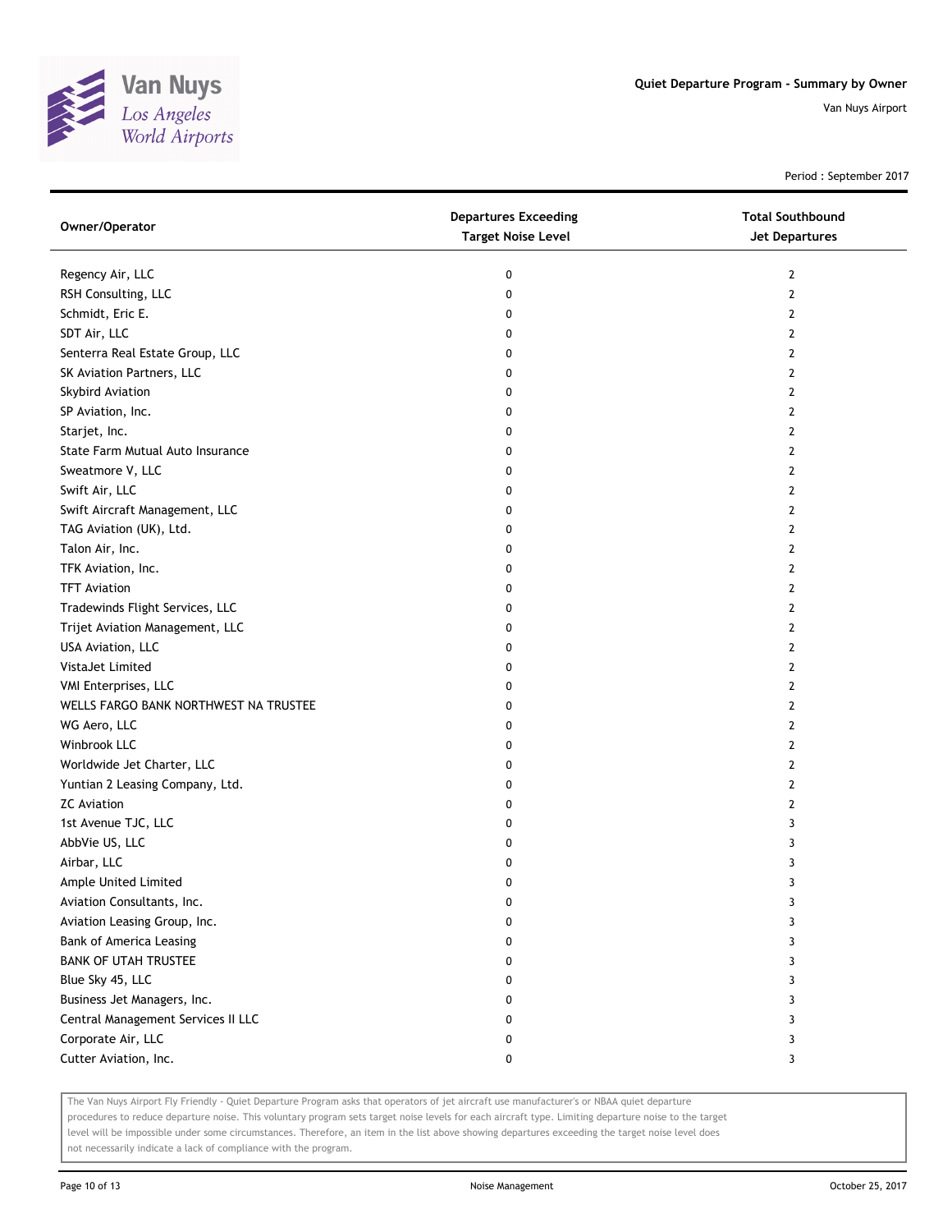# Quiet Departure Program - Summary by Owner

Van Nuys Airport

Period : September 2017

| Owner/Operator | Departures Exceeding Target Noise Level | Total Southbound Jet Departures |
|---|---|---|
| Regency Air, LLC | 0 | 2 |
| RSH Consulting, LLC | 0 | 2 |
| Schmidt, Eric E. | 0 | 2 |
| SDT Air, LLC | 0 | 2 |
| Senterra Real Estate Group, LLC | 0 | 2 |
| SK Aviation Partners, LLC | 0 | 2 |
| Skybird Aviation | 0 | 2 |
| SP Aviation, Inc. | 0 | 2 |
| Starjet, Inc. | 0 | 2 |
| State Farm Mutual Auto Insurance | 0 | 2 |
| Sweatmore V, LLC | 0 | 2 |
| Swift Air, LLC | 0 | 2 |
| Swift Aircraft Management, LLC | 0 | 2 |
| TAG Aviation (UK), Ltd. | 0 | 2 |
| Talon Air, Inc. | 0 | 2 |
| TFK Aviation, Inc. | 0 | 2 |
| TFT Aviation | 0 | 2 |
| Tradewinds Flight Services, LLC | 0 | 2 |
| Trijet Aviation Management, LLC | 0 | 2 |
| USA Aviation, LLC | 0 | 2 |
| VistaJet Limited | 0 | 2 |
| VMI Enterprises, LLC | 0 | 2 |
| WELLS FARGO BANK NORTHWEST NA TRUSTEE | 0 | 2 |
| WG Aero, LLC | 0 | 2 |
| Winbrook LLC | 0 | 2 |
| Worldwide Jet Charter, LLC | 0 | 2 |
| Yuntian 2 Leasing Company, Ltd. | 0 | 2 |
| ZC Aviation | 0 | 2 |
| 1st Avenue TJC, LLC | 0 | 3 |
| AbbVie US, LLC | 0 | 3 |
| Airbar, LLC | 0 | 3 |
| Ample United Limited | 0 | 3 |
| Aviation Consultants, Inc. | 0 | 3 |
| Aviation Leasing Group, Inc. | 0 | 3 |
| Bank of America Leasing | 0 | 3 |
| BANK OF UTAH TRUSTEE | 0 | 3 |
| Blue Sky 45, LLC | 0 | 3 |
| Business Jet Managers, Inc. | 0 | 3 |
| Central Management Services II LLC | 0 | 3 |
| Corporate Air, LLC | 0 | 3 |
| Cutter Aviation, Inc. | 0 | 3 |

The Van Nuys Airport Fly Friendly - Quiet Departure Program asks that operators of jet aircraft use manufacturer's or NBAA quiet departure procedures to reduce departure noise. This voluntary program sets target noise levels for each aircraft type. Limiting departure noise to the target level will be impossible under some circumstances. Therefore, an item in the list above showing departures exceeding the target noise level does not necessarily indicate a lack of compliance with the program.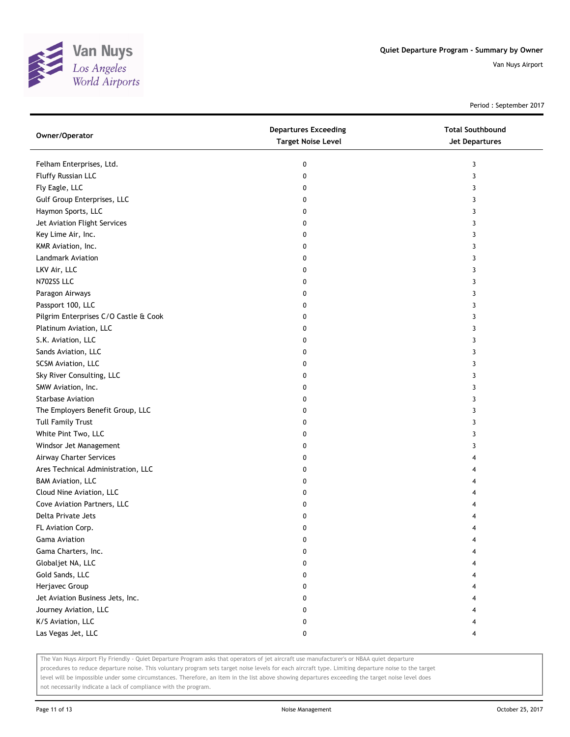# Quiet Departure Program - Summary by Owner

Van Nuys Airport

Period : September 2017

| Owner/Operator | Departures Exceeding Target Noise Level | Total Southbound Jet Departures |
| --- | --- | --- |
| Felham Enterprises, Ltd. | 0 | 3 |
| Fluffy Russian LLC | 0 | 3 |
| Fly Eagle, LLC | 0 | 3 |
| Gulf Group Enterprises, LLC | 0 | 3 |
| Haymon Sports, LLC | 0 | 3 |
| Jet Aviation Flight Services | 0 | 3 |
| Key Lime Air, Inc. | 0 | 3 |
| KMR Aviation, Inc. | 0 | 3 |
| Landmark Aviation | 0 | 3 |
| LKV Air, LLC | 0 | 3 |
| N702SS LLC | 0 | 3 |
| Paragon Airways | 0 | 3 |
| Passport 100, LLC | 0 | 3 |
| Pilgrim Enterprises C/O Castle & Cook | 0 | 3 |
| Platinum Aviation, LLC | 0 | 3 |
| S.K. Aviation, LLC | 0 | 3 |
| Sands Aviation, LLC | 0 | 3 |
| SCSM Aviation, LLC | 0 | 3 |
| Sky River Consulting, LLC | 0 | 3 |
| SMW Aviation, Inc. | 0 | 3 |
| Starbase Aviation | 0 | 3 |
| The Employers Benefit Group, LLC | 0 | 3 |
| Tull Family Trust | 0 | 3 |
| White Pint Two, LLC | 0 | 3 |
| Windsor Jet Management | 0 | 3 |
| Airway Charter Services | 0 | 4 |
| Ares Technical Administration, LLC | 0 | 4 |
| BAM Aviation, LLC | 0 | 4 |
| Cloud Nine Aviation, LLC | 0 | 4 |
| Cove Aviation Partners, LLC | 0 | 4 |
| Delta Private Jets | 0 | 4 |
| FL Aviation Corp. | 0 | 4 |
| Gama Aviation | 0 | 4 |
| Gama Charters, Inc. | 0 | 4 |
| Globaljet NA, LLC | 0 | 4 |
| Gold Sands, LLC | 0 | 4 |
| Herjavec Group | 0 | 4 |
| Jet Aviation Business Jets, Inc. | 0 | 4 |
| Journey Aviation, LLC | 0 | 4 |
| K/S Aviation, LLC | 0 | 4 |
| Las Vegas Jet, LLC | 0 | 4 |

The Van Nuys Airport Fly Friendly - Quiet Departure Program asks that operators of jet aircraft use manufacturer's or NBAA quiet departure procedures to reduce departure noise. This voluntary program sets target noise levels for each aircraft type. Limiting departure noise to the target level will be impossible under some circumstances. Therefore, an item in the list above showing departures exceeding the target noise level does not necessarily indicate a lack of compliance with the program.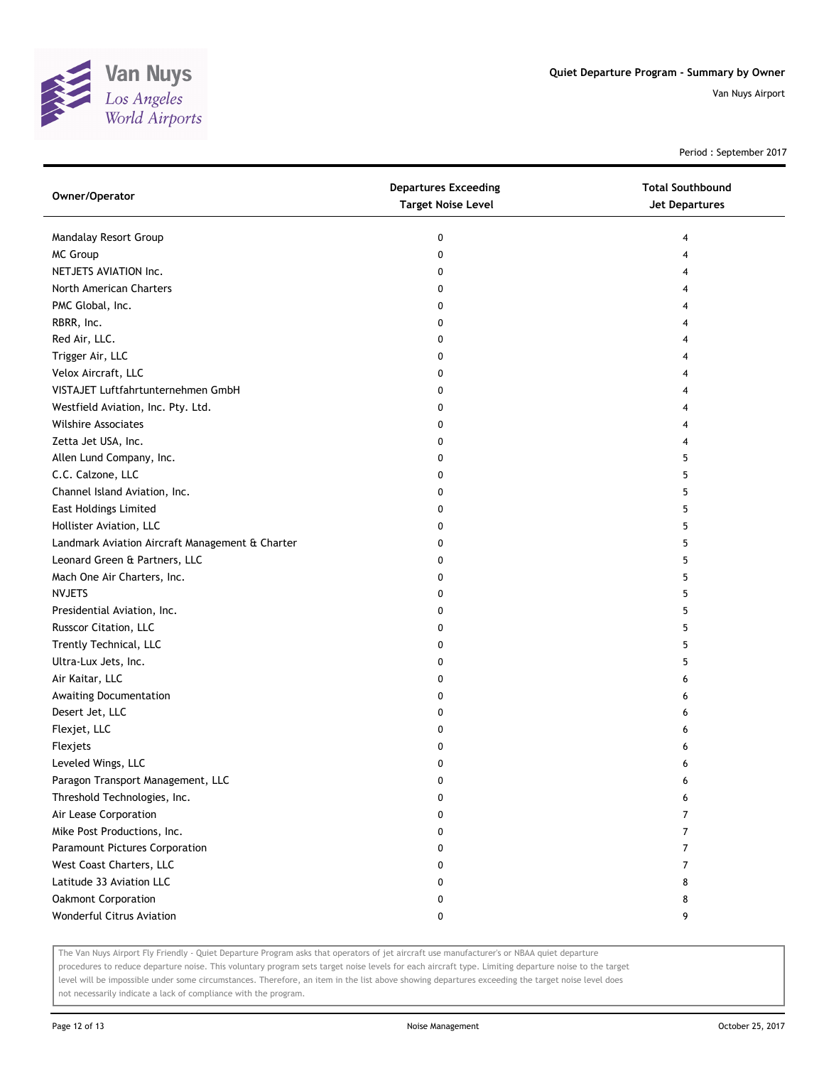Quiet Departure Program - Summary by Owner

Van Nuys Airport

Period : September 2017

| Owner/Operator | Departures Exceeding Target Noise Level | Total Southbound Jet Departures |
|---|---|---|
| Mandalay Resort Group | 0 | 4 |
| MC Group | 0 | 4 |
| NETJETS AVIATION Inc. | 0 | 4 |
| North American Charters | 0 | 4 |
| PMC Global, Inc. | 0 | 4 |
| RBRR, Inc. | 0 | 4 |
| Red Air, LLC. | 0 | 4 |
| Trigger Air, LLC | 0 | 4 |
| Velox Aircraft, LLC | 0 | 4 |
| VISTAJET Luftfahrtunternehmen GmbH | 0 | 4 |
| Westfield Aviation, Inc. Pty. Ltd. | 0 | 4 |
| Wilshire Associates | 0 | 4 |
| Zetta Jet USA, Inc. | 0 | 4 |
| Allen Lund Company, Inc. | 0 | 5 |
| C.C. Calzone, LLC | 0 | 5 |
| Channel Island Aviation, Inc. | 0 | 5 |
| East Holdings Limited | 0 | 5 |
| Hollister Aviation, LLC | 0 | 5 |
| Landmark Aviation Aircraft Management & Charter | 0 | 5 |
| Leonard Green & Partners, LLC | 0 | 5 |
| Mach One Air Charters, Inc. | 0 | 5 |
| NVJETS | 0 | 5 |
| Presidential Aviation, Inc. | 0 | 5 |
| Russcor Citation, LLC | 0 | 5 |
| Trently Technical, LLC | 0 | 5 |
| Ultra-Lux Jets, Inc. | 0 | 5 |
| Air Kaitar, LLC | 0 | 6 |
| Awaiting Documentation | 0 | 6 |
| Desert Jet, LLC | 0 | 6 |
| Flexjet, LLC | 0 | 6 |
| Flexjets | 0 | 6 |
| Leveled Wings, LLC | 0 | 6 |
| Paragon Transport Management, LLC | 0 | 6 |
| Threshold Technologies, Inc. | 0 | 6 |
| Air Lease Corporation | 0 | 7 |
| Mike Post Productions, Inc. | 0 | 7 |
| Paramount Pictures Corporation | 0 | 7 |
| West Coast Charters, LLC | 0 | 7 |
| Latitude 33 Aviation LLC | 0 | 8 |
| Oakmont Corporation | 0 | 8 |
| Wonderful Citrus Aviation | 0 | 9 |

The Van Nuys Airport Fly Friendly - Quiet Departure Program asks that operators of jet aircraft use manufacturer's or NBAA quiet departure procedures to reduce departure noise. This voluntary program sets target noise levels for each aircraft type. Limiting departure noise to the target level will be impossible under some circumstances. Therefore, an item in the list above showing departures exceeding the target noise level does not necessarily indicate a lack of compliance with the program.

Noise Management

October 25, 2017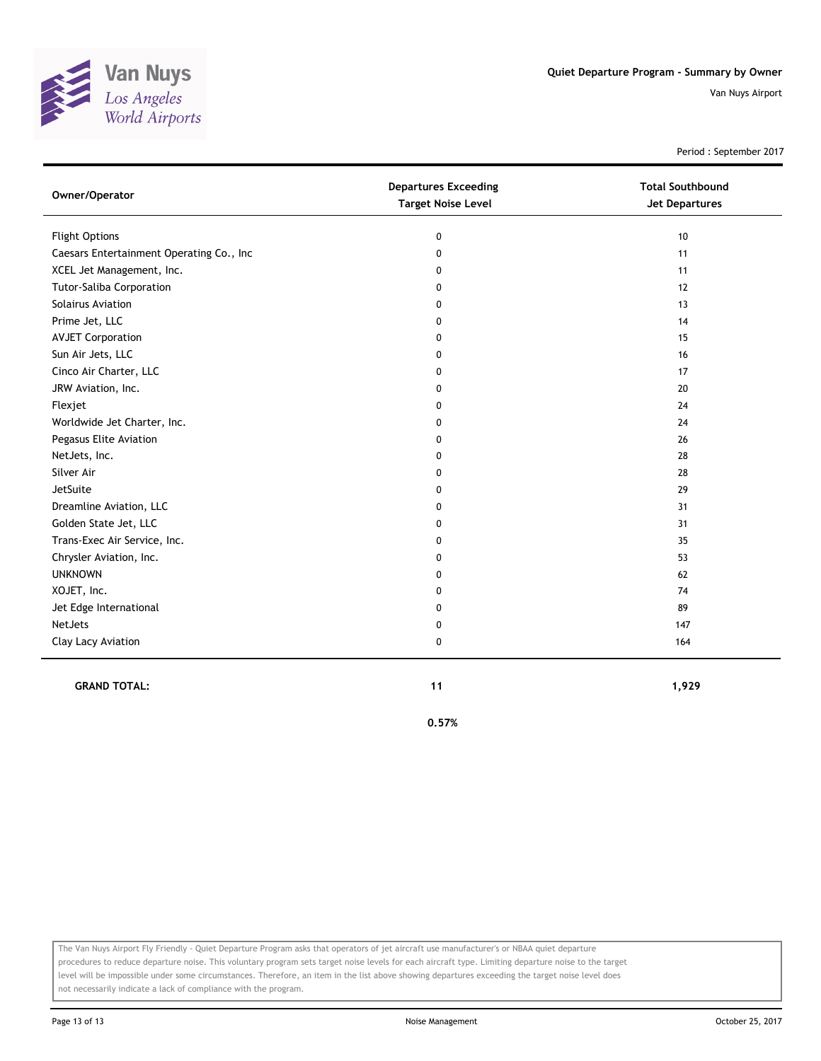Quiet Departure Program - Summary by Owner

Van Nuys Airport

Period : September 2017

| Owner/Operator | Departures Exceeding Target Noise Level | Total Southbound Jet Departures |
|---|---|---|
| Flight Options | 0 | 10 |
| Caesars Entertainment Operating Co., Inc | 0 | 11 |
| XCEL Jet Management, Inc. | 0 | 11 |
| Tutor-Saliba Corporation | 0 | 12 |
| Solairus Aviation | 0 | 13 |
| Prime Jet, LLC | 0 | 14 |
| AVJET Corporation | 0 | 15 |
| Sun Air Jets, LLC | 0 | 16 |
| Cinco Air Charter, LLC | 0 | 17 |
| JRW Aviation, Inc. | 0 | 20 |
| Flexjet | 0 | 24 |
| Worldwide Jet Charter, Inc. | 0 | 24 |
| Pegasus Elite Aviation | 0 | 26 |
| NetJets, Inc. | 0 | 28 |
| Silver Air | 0 | 28 |
| JetSuite | 0 | 29 |
| Dreamline Aviation, LLC | 0 | 31 |
| Golden State Jet, LLC | 0 | 31 |
| Trans-Exec Air Service, Inc. | 0 | 35 |
| Chrysler Aviation, Inc. | 0 | 53 |
| UNKNOWN | 0 | 62 |
| XOJET, Inc. | 0 | 74 |
| Jet Edge International | 0 | 89 |
| NetJets | 0 | 147 |
| Clay Lacy Aviation | 0 | 164 |
| **GRAND TOTAL:** | **11** | **1,929** |
| | **0.57%** | |

The Van Nuys Airport Fly Friendly - Quiet Departure Program asks that operators of jet aircraft use manufacturer's or NBAA quiet departure procedures to reduce departure noise. This voluntary program sets target noise levels for each aircraft type. Limiting departure noise to the target level will be impossible under some circumstances. Therefore, an item in the list above showing departures exceeding the target noise level does not necessarily indicate a lack of compliance with the program.